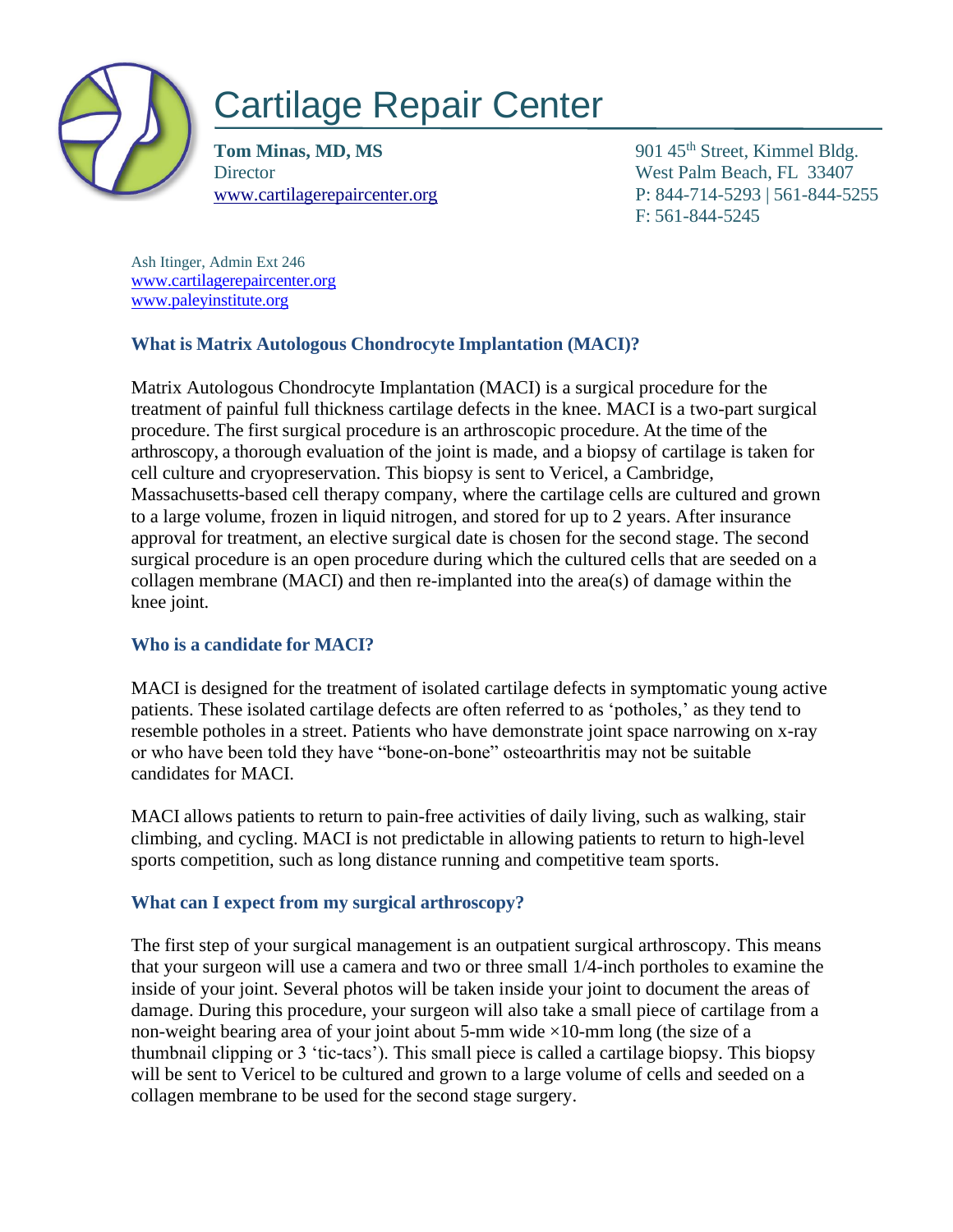# Cartilage Repair Center

**Tom Minas, MD, MS**
Director
www.cartilagerepaircenter.org

901 45th Street, Kimmel Bldg.
West Palm Beach, FL 33407
P: 844-714-5293 | 561-844-5255
F: 561-844-5245

Ash Itinger, Admin Ext 246
www.cartilagerepaircenter.org
www.paleyinstitute.org

### What is Matrix Autologous Chondrocyte Implantation (MACI)?

Matrix Autologous Chondrocyte Implantation (MACI) is a surgical procedure for the treatment of painful full thickness cartilage defects in the knee. MACI is a two-part surgical procedure. The first surgical procedure is an arthroscopic procedure. At the time of the arthroscopy, a thorough evaluation of the joint is made, and a biopsy of cartilage is taken for cell culture and cryopreservation. This biopsy is sent to Vericel, a Cambridge, Massachusetts-based cell therapy company, where the cartilage cells are cultured and grown to a large volume, frozen in liquid nitrogen, and stored for up to 2 years. After insurance approval for treatment, an elective surgical date is chosen for the second stage. The second surgical procedure is an open procedure during which the cultured cells that are seeded on a collagen membrane (MACI) and then re-implanted into the area(s) of damage within the knee joint.

### Who is a candidate for MACI?

MACI is designed for the treatment of isolated cartilage defects in symptomatic young active patients. These isolated cartilage defects are often referred to as 'potholes,' as they tend to resemble potholes in a street. Patients who have demonstrate joint space narrowing on x-ray or who have been told they have "bone-on-bone" osteoarthritis may not be suitable candidates for MACI.

MACI allows patients to return to pain-free activities of daily living, such as walking, stair climbing, and cycling. MACI is not predictable in allowing patients to return to high-level sports competition, such as long distance running and competitive team sports.

### What can I expect from my surgical arthroscopy?

The first step of your surgical management is an outpatient surgical arthroscopy. This means that your surgeon will use a camera and two or three small 1/4-inch portholes to examine the inside of your joint. Several photos will be taken inside your joint to document the areas of damage. During this procedure, your surgeon will also take a small piece of cartilage from a non-weight bearing area of your joint about 5-mm wide ×10-mm long (the size of a thumbnail clipping or 3 'tic-tacs'). This small piece is called a cartilage biopsy. This biopsy will be sent to Vericel to be cultured and grown to a large volume of cells and seeded on a collagen membrane to be used for the second stage surgery.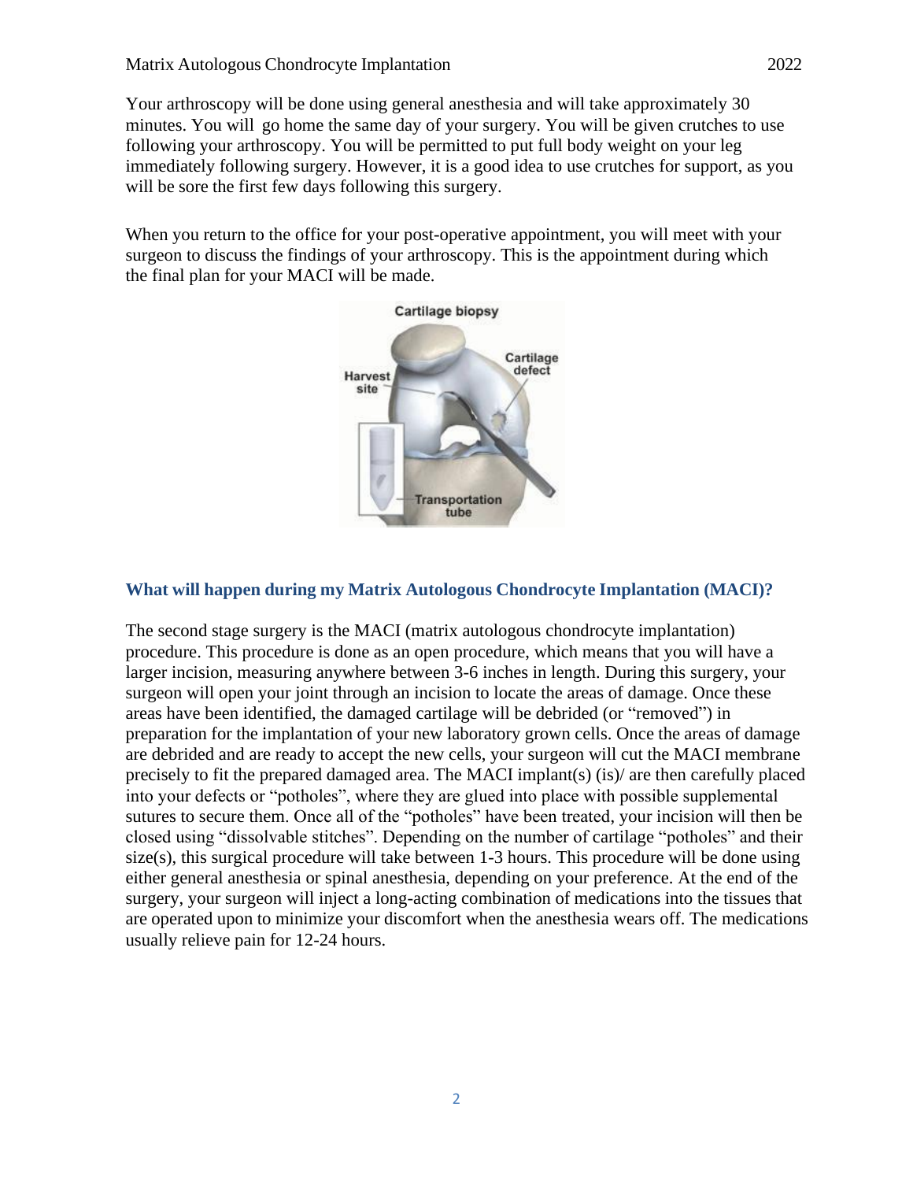Your arthroscopy will be done using general anesthesia and will take approximately 30 minutes. You will go home the same day of your surgery. You will be given crutches to use following your arthroscopy. You will be permitted to put full body weight on your leg immediately following surgery. However, it is a good idea to use crutches for support, as you will be sore the first few days following this surgery.

When you return to the office for your post-operative appointment, you will meet with your surgeon to discuss the findings of your arthroscopy. This is the appointment during which the final plan for your MACI will be made.

### What will happen during my Matrix Autologous Chondrocyte Implantation (MACI)?

The second stage surgery is the MACI (matrix autologous chondrocyte implantation) procedure. This procedure is done as an open procedure, which means that you will have a larger incision, measuring anywhere between 3-6 inches in length. During this surgery, your surgeon will open your joint through an incision to locate the areas of damage. Once these areas have been identified, the damaged cartilage will be debrided (or "removed") in preparation for the implantation of your new laboratory grown cells. Once the areas of damage are debrided and are ready to accept the new cells, your surgeon will cut the MACI membrane precisely to fit the prepared damaged area. The MACI implant(s) (is)/ are then carefully placed into your defects or "potholes", where they are glued into place with possible supplemental sutures to secure them. Once all of the "potholes" have been treated, your incision will then be closed using "dissolvable stitches". Depending on the number of cartilage "potholes" and their size(s), this surgical procedure will take between 1-3 hours. This procedure will be done using either general anesthesia or spinal anesthesia, depending on your preference. At the end of the surgery, your surgeon will inject a long-acting combination of medications into the tissues that are operated upon to minimize your discomfort when the anesthesia wears off. The medications usually relieve pain for 12-24 hours.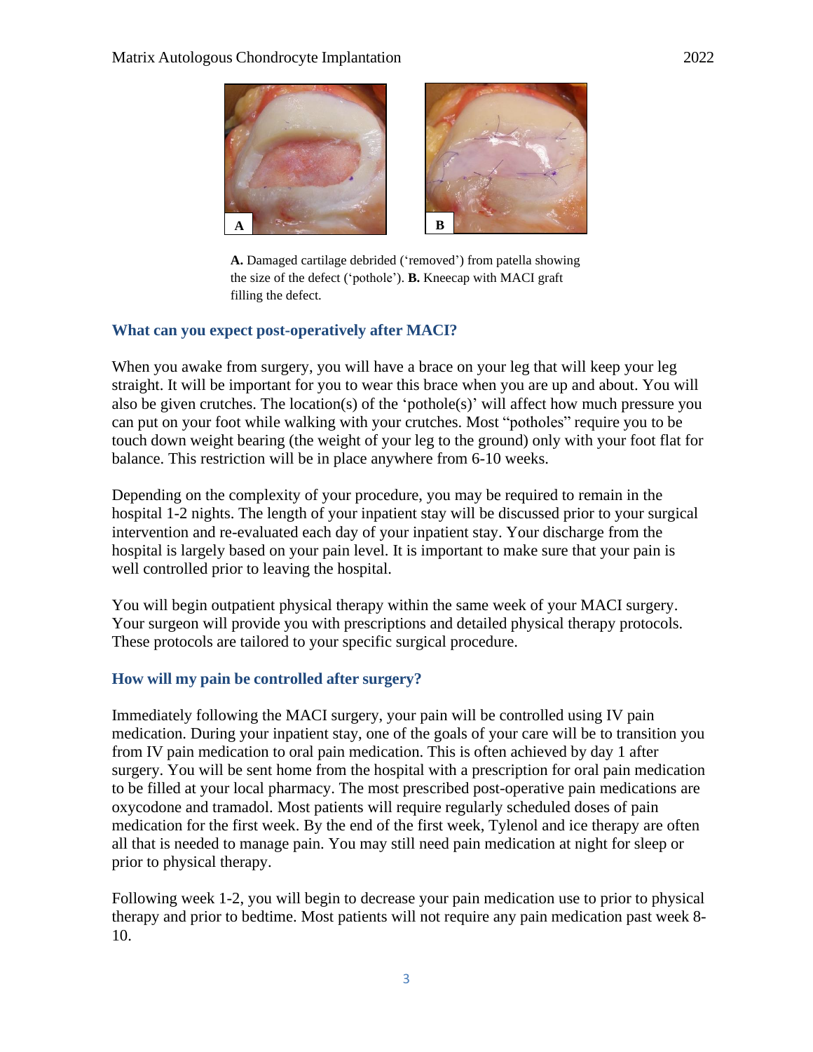**A.** Damaged cartilage debrided ('removed') from patella showing the size of the defect ('pothole'). **B.** Kneecap with MACI graft filling the defect.

### What can you expect post-operatively after MACI?

When you awake from surgery, you will have a brace on your leg that will keep your leg straight. It will be important for you to wear this brace when you are up and about. You will also be given crutches. The location(s) of the 'pothole(s)' will affect how much pressure you can put on your foot while walking with your crutches. Most "potholes" require you to be touch down weight bearing (the weight of your leg to the ground) only with your foot flat for balance. This restriction will be in place anywhere from 6-10 weeks.

Depending on the complexity of your procedure, you may be required to remain in the hospital 1-2 nights. The length of your inpatient stay will be discussed prior to your surgical intervention and re-evaluated each day of your inpatient stay. Your discharge from the hospital is largely based on your pain level. It is important to make sure that your pain is well controlled prior to leaving the hospital.

You will begin outpatient physical therapy within the same week of your MACI surgery. Your surgeon will provide you with prescriptions and detailed physical therapy protocols. These protocols are tailored to your specific surgical procedure.

### How will my pain be controlled after surgery?

Immediately following the MACI surgery, your pain will be controlled using IV pain medication. During your inpatient stay, one of the goals of your care will be to transition you from IV pain medication to oral pain medication. This is often achieved by day 1 after surgery. You will be sent home from the hospital with a prescription for oral pain medication to be filled at your local pharmacy. The most prescribed post-operative pain medications are oxycodone and tramadol. Most patients will require regularly scheduled doses of pain medication for the first week. By the end of the first week, Tylenol and ice therapy are often all that is needed to manage pain. You may still need pain medication at night for sleep or prior to physical therapy.

Following week 1-2, you will begin to decrease your pain medication use to prior to physical therapy and prior to bedtime. Most patients will not require any pain medication past week 8-10.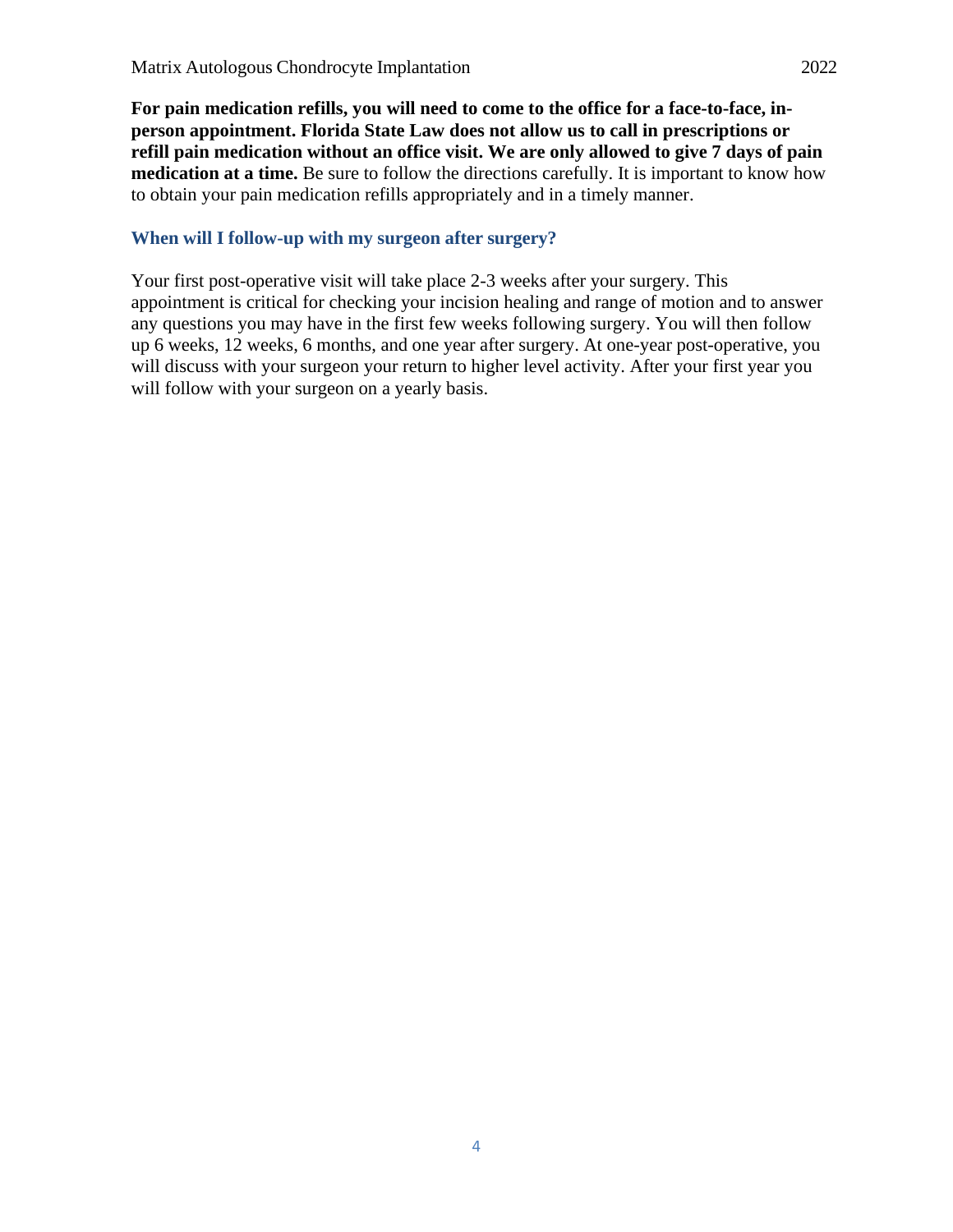**For pain medication refills, you will need to come to the office for a face-to-face, in-person appointment. Florida State Law does not allow us to call in prescriptions or refill pain medication without an office visit. We are only allowed to give 7 days of pain medication at a time.** Be sure to follow the directions carefully. It is important to know how to obtain your pain medication refills appropriately and in a timely manner.

### When will I follow-up with my surgeon after surgery?

Your first post-operative visit will take place 2-3 weeks after your surgery. This appointment is critical for checking your incision healing and range of motion and to answer any questions you may have in the first few weeks following surgery. You will then follow up 6 weeks, 12 weeks, 6 months, and one year after surgery. At one-year post-operative, you will discuss with your surgeon your return to higher level activity. After your first year you will follow with your surgeon on a yearly basis.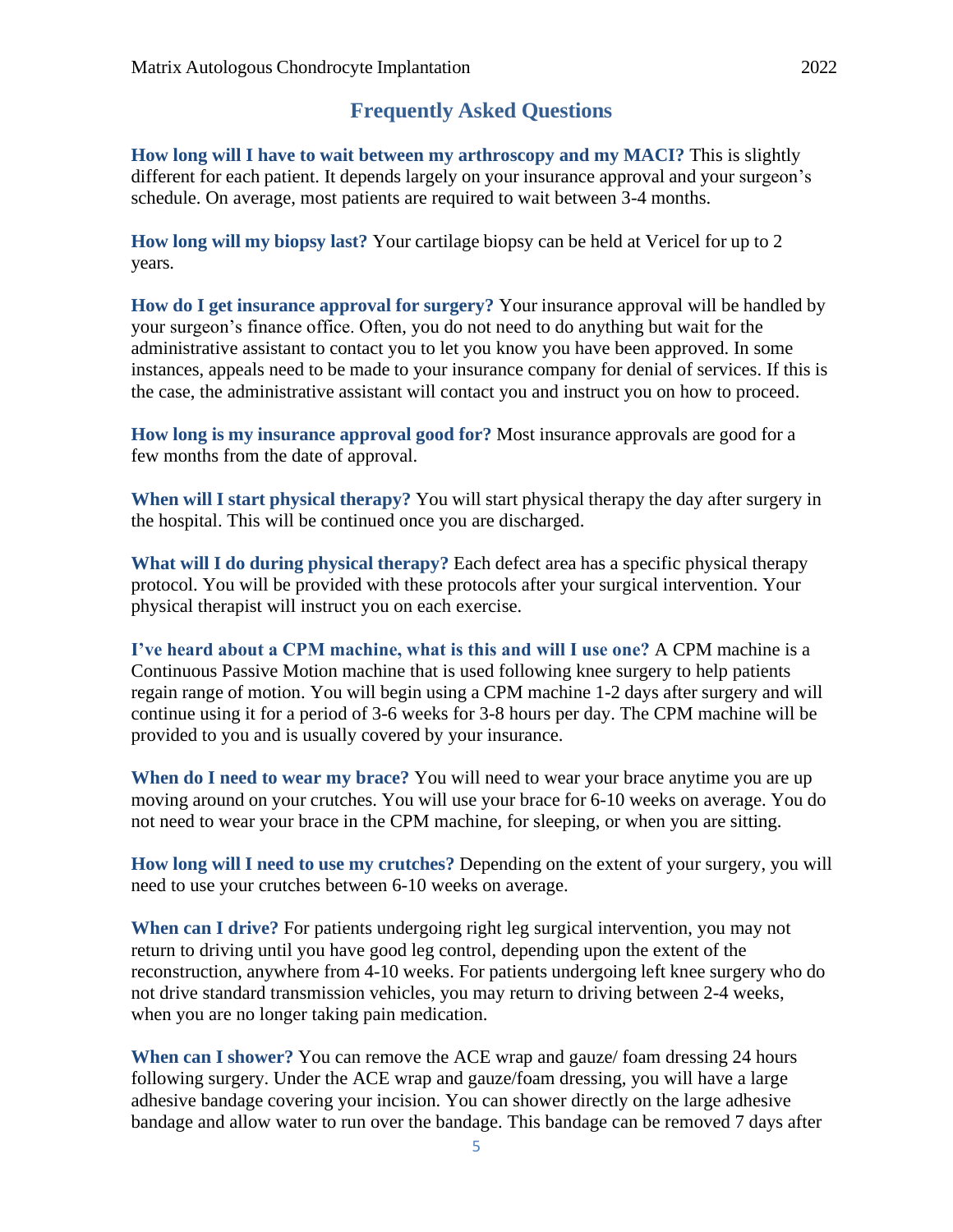## Frequently Asked Questions

**How long will I have to wait between my arthroscopy and my MACI?** This is slightly different for each patient. It depends largely on your insurance approval and your surgeon's schedule. On average, most patients are required to wait between 3-4 months.

**How long will my biopsy last?** Your cartilage biopsy can be held at Vericel for up to 2 years.

**How do I get insurance approval for surgery?** Your insurance approval will be handled by your surgeon's finance office. Often, you do not need to do anything but wait for the administrative assistant to contact you to let you know you have been approved. In some instances, appeals need to be made to your insurance company for denial of services. If this is the case, the administrative assistant will contact you and instruct you on how to proceed.

**How long is my insurance approval good for?** Most insurance approvals are good for a few months from the date of approval.

**When will I start physical therapy?** You will start physical therapy the day after surgery in the hospital. This will be continued once you are discharged.

**What will I do during physical therapy?** Each defect area has a specific physical therapy protocol. You will be provided with these protocols after your surgical intervention. Your physical therapist will instruct you on each exercise.

**I've heard about a CPM machine, what is this and will I use one?** A CPM machine is a Continuous Passive Motion machine that is used following knee surgery to help patients regain range of motion. You will begin using a CPM machine 1-2 days after surgery and will continue using it for a period of 3-6 weeks for 3-8 hours per day. The CPM machine will be provided to you and is usually covered by your insurance.

**When do I need to wear my brace?** You will need to wear your brace anytime you are up moving around on your crutches. You will use your brace for 6-10 weeks on average. You do not need to wear your brace in the CPM machine, for sleeping, or when you are sitting.

**How long will I need to use my crutches?** Depending on the extent of your surgery, you will need to use your crutches between 6-10 weeks on average.

**When can I drive?** For patients undergoing right leg surgical intervention, you may not return to driving until you have good leg control, depending upon the extent of the reconstruction, anywhere from 4-10 weeks. For patients undergoing left knee surgery who do not drive standard transmission vehicles, you may return to driving between 2-4 weeks, when you are no longer taking pain medication.

**When can I shower?** You can remove the ACE wrap and gauze/ foam dressing 24 hours following surgery. Under the ACE wrap and gauze/foam dressing, you will have a large adhesive bandage covering your incision. You can shower directly on the large adhesive bandage and allow water to run over the bandage. This bandage can be removed 7 days after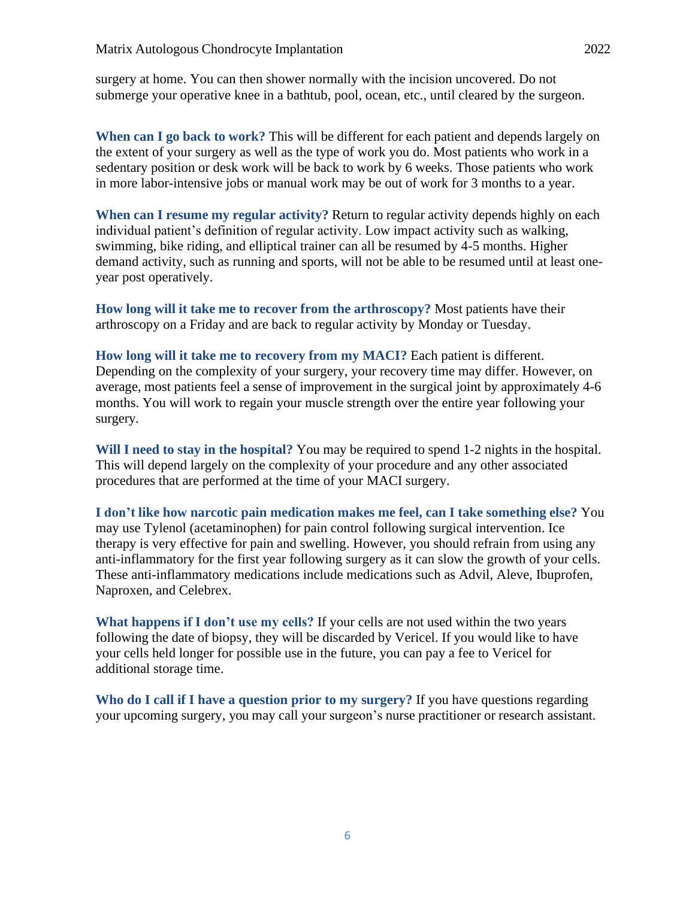surgery at home. You can then shower normally with the incision uncovered. Do not submerge your operative knee in a bathtub, pool, ocean, etc., until cleared by the surgeon.

**When can I go back to work?** This will be different for each patient and depends largely on the extent of your surgery as well as the type of work you do. Most patients who work in a sedentary position or desk work will be back to work by 6 weeks. Those patients who work in more labor-intensive jobs or manual work may be out of work for 3 months to a year.

**When can I resume my regular activity?** Return to regular activity depends highly on each individual patient's definition of regular activity. Low impact activity such as walking, swimming, bike riding, and elliptical trainer can all be resumed by 4-5 months. Higher demand activity, such as running and sports, will not be able to be resumed until at least one-year post operatively.

**How long will it take me to recover from the arthroscopy?** Most patients have their arthroscopy on a Friday and are back to regular activity by Monday or Tuesday.

**How long will it take me to recovery from my MACI?** Each patient is different. Depending on the complexity of your surgery, your recovery time may differ. However, on average, most patients feel a sense of improvement in the surgical joint by approximately 4-6 months. You will work to regain your muscle strength over the entire year following your surgery.

**Will I need to stay in the hospital?** You may be required to spend 1-2 nights in the hospital. This will depend largely on the complexity of your procedure and any other associated procedures that are performed at the time of your MACI surgery.

**I don't like how narcotic pain medication makes me feel, can I take something else?** You may use Tylenol (acetaminophen) for pain control following surgical intervention. Ice therapy is very effective for pain and swelling. However, you should refrain from using any anti-inflammatory for the first year following surgery as it can slow the growth of your cells. These anti-inflammatory medications include medications such as Advil, Aleve, Ibuprofen, Naproxen, and Celebrex.

**What happens if I don't use my cells?** If your cells are not used within the two years following the date of biopsy, they will be discarded by Vericel. If you would like to have your cells held longer for possible use in the future, you can pay a fee to Vericel for additional storage time.

**Who do I call if I have a question prior to my surgery?** If you have questions regarding your upcoming surgery, you may call your surgeon's nurse practitioner or research assistant.